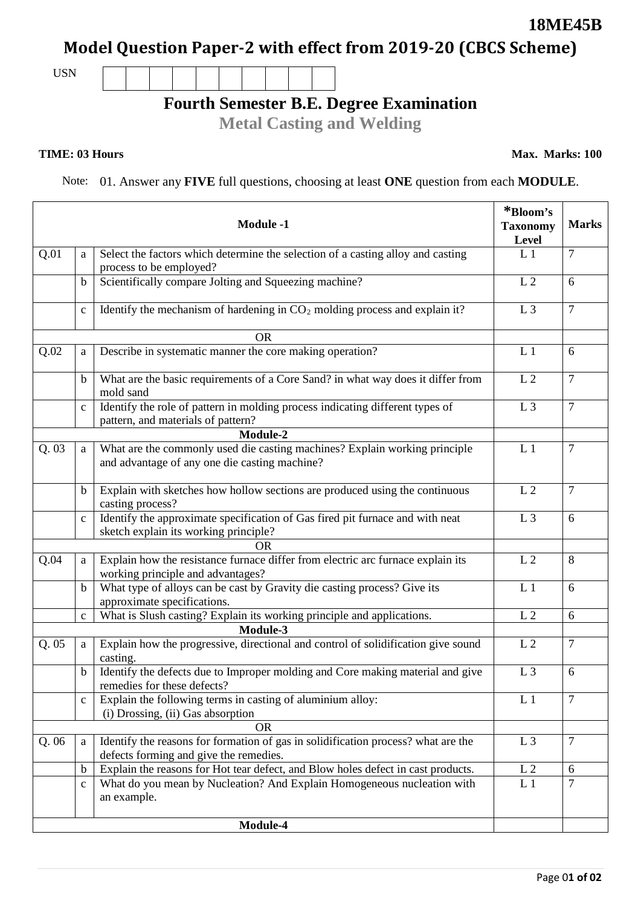**18ME45B**

# Model Question Paper-2 with effect from 2019-20 (CBCS Scheme)

USN

## Fourth Semester B.E. Degree Examination

### Metal Casting and Welding

**TIME: 03 Hours** **Max. Marks: 100**

Note: 01. Answer any **FIVE** full questions, choosing at least **ONE** question from each **MODULE**.

| | | **Module -1** | ***Bloom's Taxonomy Level** | **Marks** |
|---|---|---|---|---|
| Q.01 | a | Select the factors which determine the selection of a casting alloy and casting process to be employed? | L 1 | 7 |
| | b | Scientifically compare Jolting and Squeezing machine? | L 2 | 6 |
| | c | Identify the mechanism of hardening in $CO_2$ molding process and explain it? | L 3 | 7 |
| | | OR | | |
| Q.02 | a | Describe in systematic manner the core making operation? | L 1 | 6 |
| | b | What are the basic requirements of a Core Sand? in what way does it differ from mold sand | L 2 | 7 |
| | c | Identify the role of pattern in molding process indicating different types of pattern, and materials of pattern? | L 3 | 7 |
| | | **Module-2** | | |
| Q. 03 | a | What are the commonly used die casting machines? Explain working principle and advantage of any one die casting machine? | L 1 | 7 |
| | b | Explain with sketches how hollow sections are produced using the continuous casting process? | L 2 | 7 |
| | c | Identify the approximate specification of Gas fired pit furnace and with neat sketch explain its working principle? | L 3 | 6 |
| | | OR | | |
| Q.04 | a | Explain how the resistance furnace differ from electric arc furnace explain its working principle and advantages? | L 2 | 8 |
| | b | What type of alloys can be cast by Gravity die casting process? Give its approximate specifications. | L 1 | 6 |
| | c | What is Slush casting? Explain its working principle and applications. | L 2 | 6 |
| | | **Module-3** | | |
| Q. 05 | a | Explain how the progressive, directional and control of solidification give sound casting. | L 2 | 7 |
| | b | Identify the defects due to Improper molding and Core making material and give remedies for these defects? | L 3 | 6 |
| | c | Explain the following terms in casting of aluminium alloy: (i) Drossing, (ii) Gas absorption | L 1 | 7 |
| | | OR | | |
| Q. 06 | a | Identify the reasons for formation of gas in solidification process? what are the defects forming and give the remedies. | L 3 | 7 |
| | b | Explain the reasons for Hot tear defect, and Blow holes defect in cast products. | L 2 | 6 |
| | c | What do you mean by Nucleation? And Explain Homogeneous nucleation with an example. | L 1 | 7 |
| | | **Module-4** | | |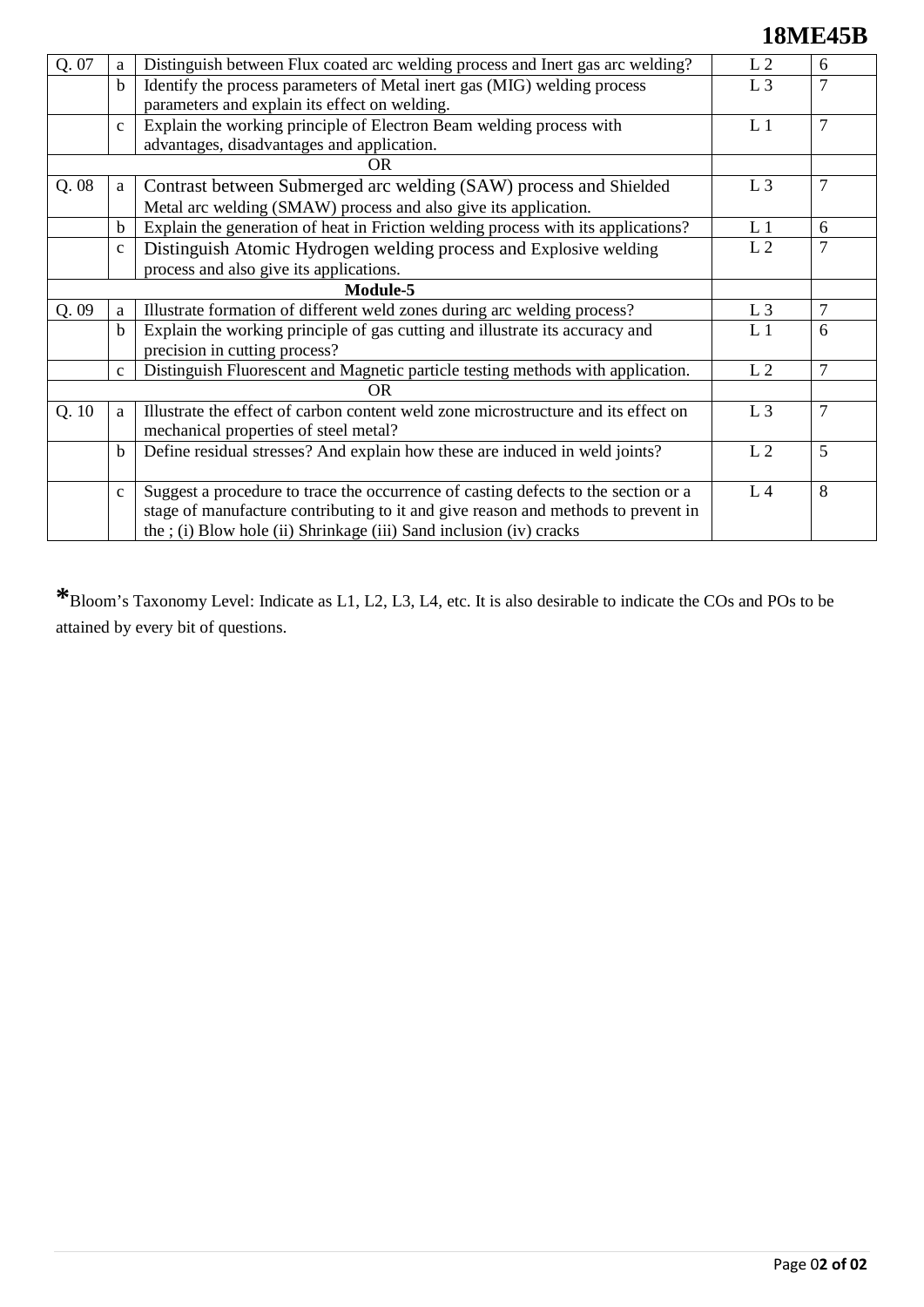| | | | | |
|---|---|---|---|---|
| Q. 07 | a | Distinguish between Flux coated arc welding process and Inert gas arc welding? | L 2 | 6 |
| | b | Identify the process parameters of Metal inert gas (MIG) welding process parameters and explain its effect on welding. | L 3 | 7 |
| | c | Explain the working principle of Electron Beam welding process with advantages, disadvantages and application. | L 1 | 7 |
| | | OR | | |
| Q. 08 | a | Contrast between Submerged arc welding (SAW) process and Shielded Metal arc welding (SMAW) process and also give its application. | L 3 | 7 |
| | b | Explain the generation of heat in Friction welding process with its applications? | L 1 | 6 |
| | c | Distinguish Atomic Hydrogen welding process and Explosive welding process and also give its applications. | L 2 | 7 |
| | | **Module-5** | | |
| Q. 09 | a | Illustrate formation of different weld zones during arc welding process? | L 3 | 7 |
| | b | Explain the working principle of gas cutting and illustrate its accuracy and precision in cutting process? | L 1 | 6 |
| | c | Distinguish Fluorescent and Magnetic particle testing methods with application. | L 2 | 7 |
| | | OR | | |
| Q. 10 | a | Illustrate the effect of carbon content weld zone microstructure and its effect on mechanical properties of steel metal? | L 3 | 7 |
| | b | Define residual stresses? And explain how these are induced in weld joints? | L 2 | 5 |
| | c | Suggest a procedure to trace the occurrence of casting defects to the section or a stage of manufacture contributing to it and give reason and methods to prevent in the ; (i) Blow hole (ii) Shrinkage (iii) Sand inclusion (iv) cracks | L 4 | 8 |

*Bloom's Taxonomy Level: Indicate as L1, L2, L3, L4, etc. It is also desirable to indicate the COs and POs to be attained by every bit of questions.